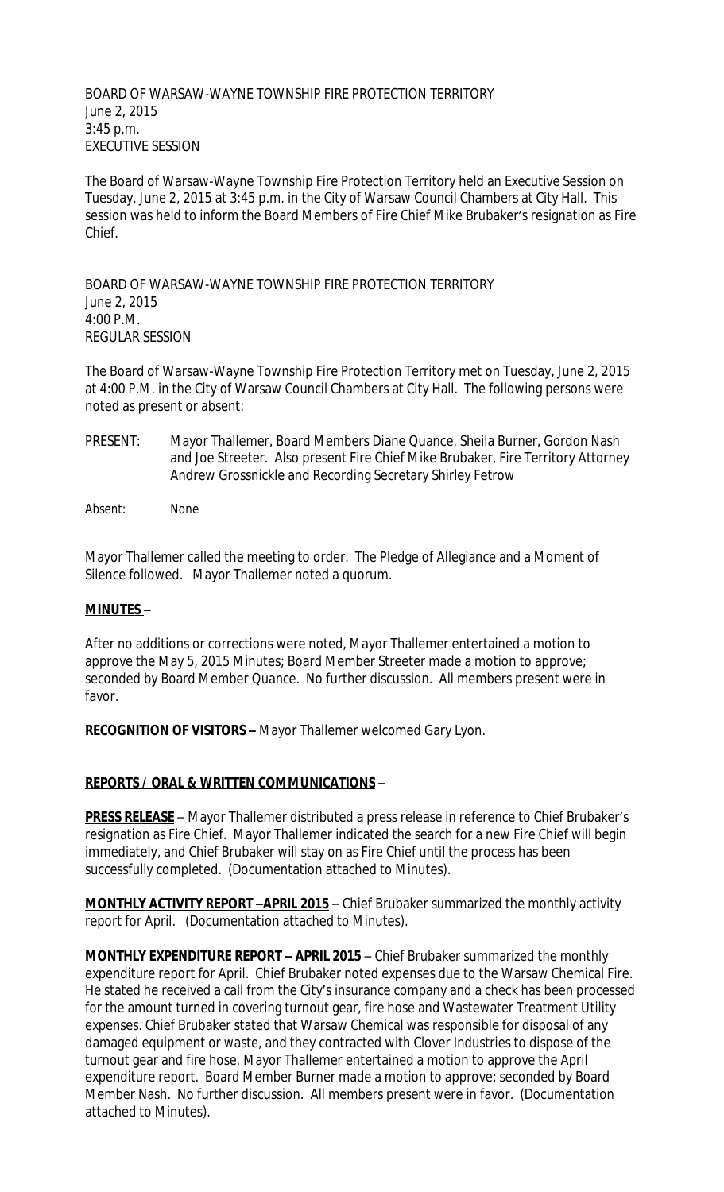BOARD OF WARSAW-WAYNE TOWNSHIP FIRE PROTECTION TERRITORY
June 2, 2015
3:45 p.m.
EXECUTIVE SESSION

The Board of Warsaw-Wayne Township Fire Protection Territory held an Executive Session on Tuesday, June 2, 2015 at 3:45 p.m. in the City of Warsaw Council Chambers at City Hall. This session was held to inform the Board Members of Fire Chief Mike Brubaker's resignation as Fire Chief.

BOARD OF WARSAW-WAYNE TOWNSHIP FIRE PROTECTION TERRITORY
June 2, 2015
4:00 P.M.
REGULAR SESSION

The Board of Warsaw-Wayne Township Fire Protection Territory met on Tuesday, June 2, 2015 at 4:00 P.M. in the City of Warsaw Council Chambers at City Hall. The following persons were noted as present or absent:

PRESENT: Mayor Thallemer, Board Members Diane Quance, Sheila Burner, Gordon Nash and Joe Streeter. Also present Fire Chief Mike Brubaker, Fire Territory Attorney Andrew Grossnickle and Recording Secretary Shirley Fetrow

Absent: None

Mayor Thallemer called the meeting to order. The Pledge of Allegiance and a Moment of Silence followed. Mayor Thallemer noted a quorum.

**MINUTES –**

After no additions or corrections were noted, Mayor Thallemer entertained a motion to approve the May 5, 2015 Minutes; Board Member Streeter made a motion to approve; seconded by Board Member Quance. No further discussion. All members present were in favor.

**RECOGNITION OF VISITORS –** Mayor Thallemer welcomed Gary Lyon.

**REPORTS / ORAL & WRITTEN COMMUNICATIONS –**

**PRESS RELEASE** – Mayor Thallemer distributed a press release in reference to Chief Brubaker's resignation as Fire Chief. Mayor Thallemer indicated the search for a new Fire Chief will begin immediately, and Chief Brubaker will stay on as Fire Chief until the process has been successfully completed. (Documentation attached to Minutes).

**MONTHLY ACTIVITY REPORT –APRIL 2015** – Chief Brubaker summarized the monthly activity report for April. (Documentation attached to Minutes).

**MONTHLY EXPENDITURE REPORT – APRIL 2015** – Chief Brubaker summarized the monthly expenditure report for April. Chief Brubaker noted expenses due to the Warsaw Chemical Fire. He stated he received a call from the City's insurance company and a check has been processed for the amount turned in covering turnout gear, fire hose and Wastewater Treatment Utility expenses. Chief Brubaker stated that Warsaw Chemical was responsible for disposal of any damaged equipment or waste, and they contracted with Clover Industries to dispose of the turnout gear and fire hose. Mayor Thallemer entertained a motion to approve the April expenditure report. Board Member Burner made a motion to approve; seconded by Board Member Nash. No further discussion. All members present were in favor. (Documentation attached to Minutes).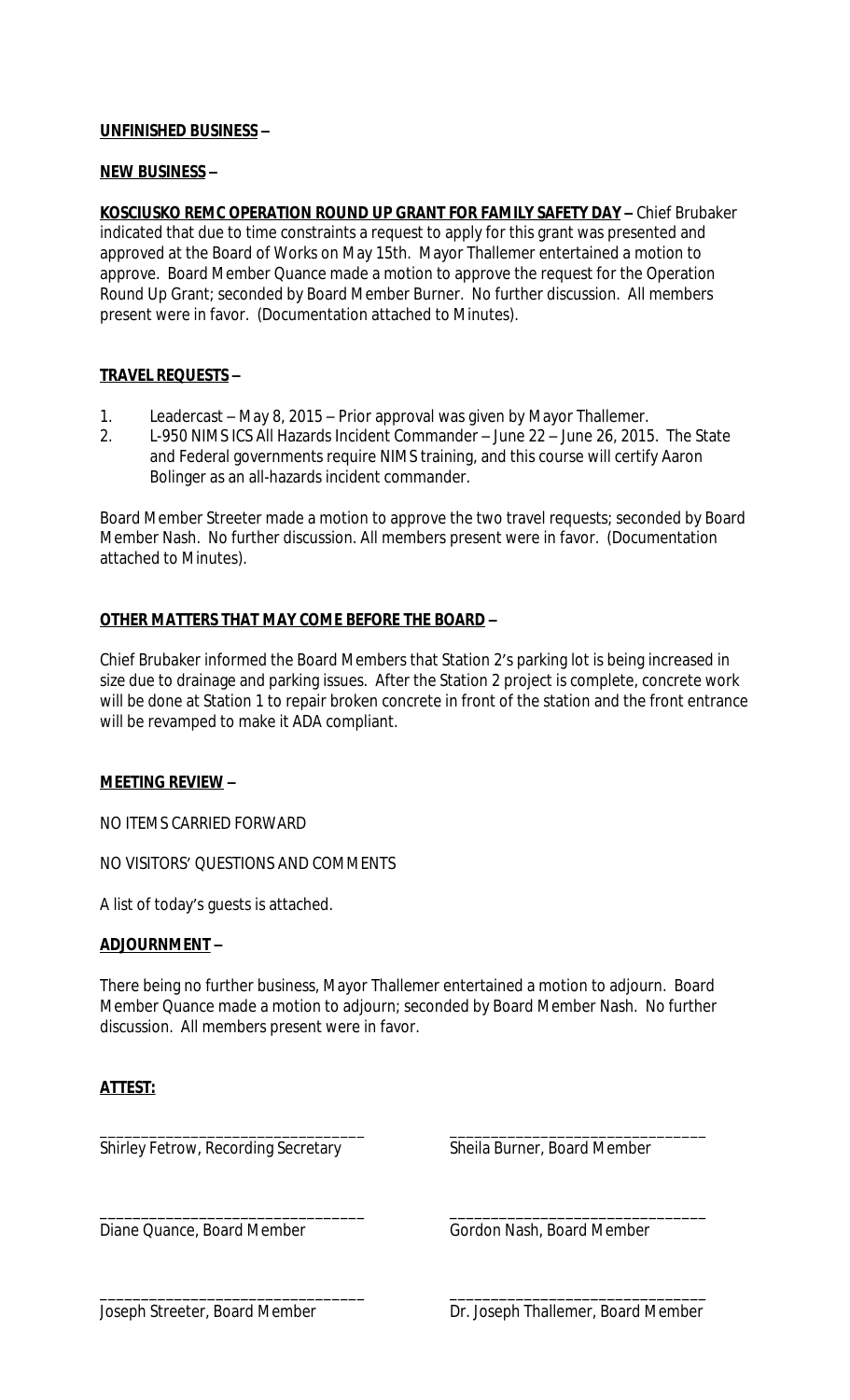**<u>UNFINISHED BUSINESS</u> –**

**<u>NEW BUSINESS</u> –**

**<u>KOSCIUSKO REMC OPERATION ROUND UP GRANT FOR FAMILY SAFETY DAY</u> –** Chief Brubaker indicated that due to time constraints a request to apply for this grant was presented and approved at the Board of Works on May 15th. Mayor Thallemer entertained a motion to approve. Board Member Quance made a motion to approve the request for the Operation Round Up Grant; seconded by Board Member Burner. No further discussion. All members present were in favor. (Documentation attached to Minutes).

**<u>TRAVEL REQUESTS</u> –**

1. Leadercast – May 8, 2015 – Prior approval was given by Mayor Thallemer.
2. L-950 NIMS ICS All Hazards Incident Commander – June 22 – June 26, 2015. The State and Federal governments require NIMS training, and this course will certify Aaron Bolinger as an all-hazards incident commander.

Board Member Streeter made a motion to approve the two travel requests; seconded by Board Member Nash. No further discussion. All members present were in favor. (Documentation attached to Minutes).

**<u>OTHER MATTERS THAT MAY COME BEFORE THE BOARD</u> –**

Chief Brubaker informed the Board Members that Station 2's parking lot is being increased in size due to drainage and parking issues. After the Station 2 project is complete, concrete work will be done at Station 1 to repair broken concrete in front of the station and the front entrance will be revamped to make it ADA compliant.

**<u>MEETING REVIEW</u> –**

NO ITEMS CARRIED FORWARD

NO VISITORS' QUESTIONS AND COMMENTS

A list of today's guests is attached.

**<u>ADJOURNMENT</u> –**

There being no further business, Mayor Thallemer entertained a motion to adjourn. Board Member Quance made a motion to adjourn; seconded by Board Member Nash. No further discussion. All members present were in favor.

**<u>ATTEST:</u>**

| | |
|---|---|
| _______________________________ | _______________________________ |
| Shirley Fetrow, Recording Secretary | Sheila Burner, Board Member |
| _______________________________ | _______________________________ |
| Diane Quance, Board Member | Gordon Nash, Board Member |
| _______________________________ | _______________________________ |
| Joseph Streeter, Board Member | Dr. Joseph Thallemer, Board Member |